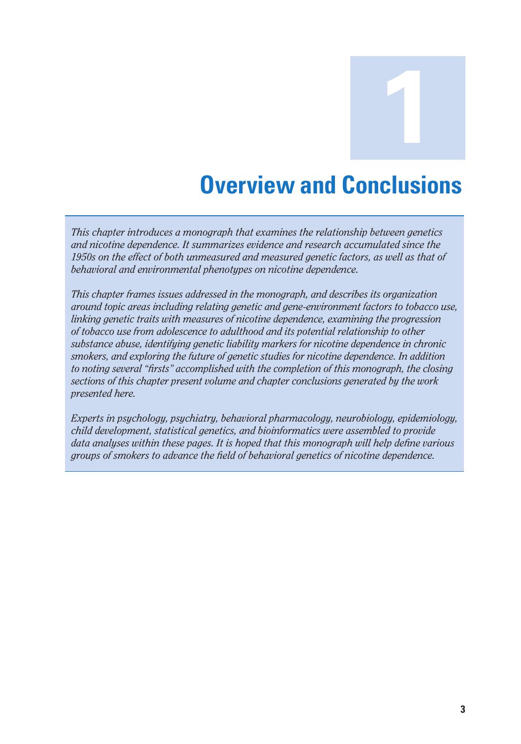# 1

# Overview and Conclusions

*This chapter introduces a monograph that examines the relationship between genetics and nicotine dependence. It summarizes evidence and research accumulated since the 1950s on the effect of both unmeasured and measured genetic factors, as well as that of behavioral and environmental phenotypes on nicotine dependence.*

*This chapter frames issues addressed in the monograph, and describes its organization around topic areas including relating genetic and gene-environment factors to tobacco use, linking genetic traits with measures of nicotine dependence, examining the progression of tobacco use from adolescence to adulthood and its potential relationship to other substance abuse, identifying genetic liability markers for nicotine dependence in chronic smokers, and exploring the future of genetic studies for nicotine dependence. In addition to noting several "firsts" accomplished with the completion of this monograph, the closing sections of this chapter present volume and chapter conclusions generated by the work presented here.*

*Experts in psychology, psychiatry, behavioral pharmacology, neurobiology, epidemiology, child development, statistical genetics, and bioinformatics were assembled to provide data analyses within these pages. It is hoped that this monograph will help define various groups of smokers to advance the field of behavioral genetics of nicotine dependence.*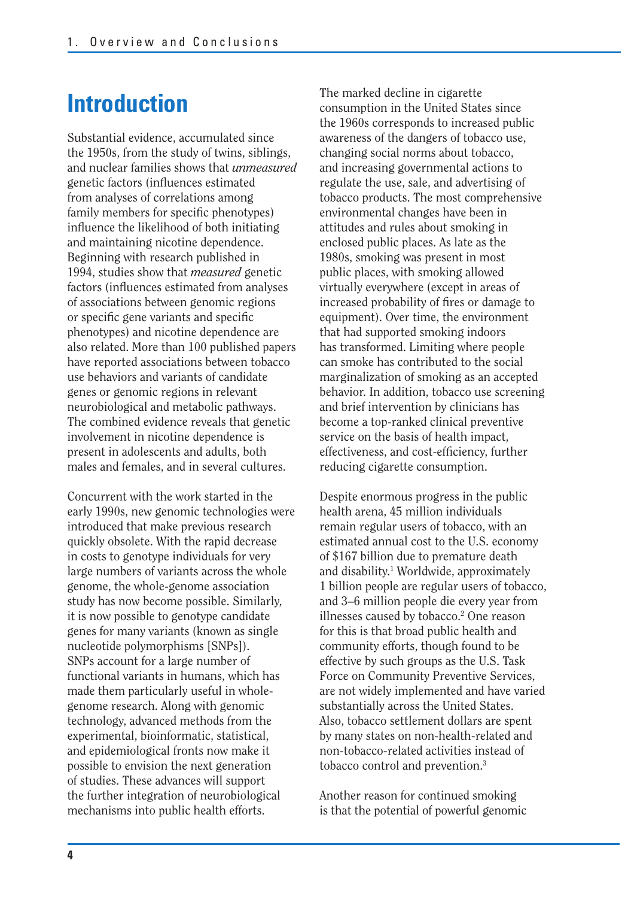# Introduction

Substantial evidence, accumulated since the 1950s, from the study of twins, siblings, and nuclear families shows that *unmeasured* genetic factors (influences estimated from analyses of correlations among family members for specific phenotypes) influence the likelihood of both initiating and maintaining nicotine dependence. Beginning with research published in 1994, studies show that *measured* genetic factors (influences estimated from analyses of associations between genomic regions or specific gene variants and specific phenotypes) and nicotine dependence are also related. More than 100 published papers have reported associations between tobacco use behaviors and variants of candidate genes or genomic regions in relevant neurobiological and metabolic pathways. The combined evidence reveals that genetic involvement in nicotine dependence is present in adolescents and adults, both males and females, and in several cultures.

Concurrent with the work started in the early 1990s, new genomic technologies were introduced that make previous research quickly obsolete. With the rapid decrease in costs to genotype individuals for very large numbers of variants across the whole genome, the whole-genome association study has now become possible. Similarly, it is now possible to genotype candidate genes for many variants (known as single nucleotide polymorphisms [SNPs]). SNPs account for a large number of functional variants in humans, which has made them particularly useful in whole-genome research. Along with genomic technology, advanced methods from the experimental, bioinformatic, statistical, and epidemiological fronts now make it possible to envision the next generation of studies. These advances will support the further integration of neurobiological mechanisms into public health efforts.

The marked decline in cigarette consumption in the United States since the 1960s corresponds to increased public awareness of the dangers of tobacco use, changing social norms about tobacco, and increasing governmental actions to regulate the use, sale, and advertising of tobacco products. The most comprehensive environmental changes have been in attitudes and rules about smoking in enclosed public places. As late as the 1980s, smoking was present in most public places, with smoking allowed virtually everywhere (except in areas of increased probability of fires or damage to equipment). Over time, the environment that had supported smoking indoors has transformed. Limiting where people can smoke has contributed to the social marginalization of smoking as an accepted behavior. In addition, tobacco use screening and brief intervention by clinicians has become a top-ranked clinical preventive service on the basis of health impact, effectiveness, and cost-efficiency, further reducing cigarette consumption.

Despite enormous progress in the public health arena, 45 million individuals remain regular users of tobacco, with an estimated annual cost to the U.S. economy of $167 billion due to premature death and disability.[1] Worldwide, approximately 1 billion people are regular users of tobacco, and 3–6 million people die every year from illnesses caused by tobacco.[2] One reason for this is that broad public health and community efforts, though found to be effective by such groups as the U.S. Task Force on Community Preventive Services, are not widely implemented and have varied substantially across the United States. Also, tobacco settlement dollars are spent by many states on non-health-related and non-tobacco-related activities instead of tobacco control and prevention.[3]

Another reason for continued smoking is that the potential of powerful genomic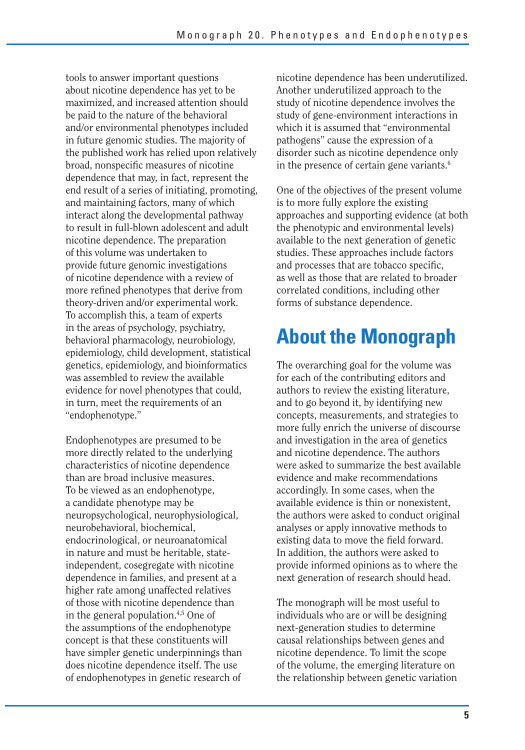tools to answer important questions about nicotine dependence has yet to be maximized, and increased attention should be paid to the nature of the behavioral and/or environmental phenotypes included in future genomic studies. The majority of the published work has relied upon relatively broad, nonspecific measures of nicotine dependence that may, in fact, represent the end result of a series of initiating, promoting, and maintaining factors, many of which interact along the developmental pathway to result in full-blown adolescent and adult nicotine dependence. The preparation of this volume was undertaken to provide future genomic investigations of nicotine dependence with a review of more refined phenotypes that derive from theory-driven and/or experimental work. To accomplish this, a team of experts in the areas of psychology, psychiatry, behavioral pharmacology, neurobiology, epidemiology, child development, statistical genetics, epidemiology, and bioinformatics was assembled to review the available evidence for novel phenotypes that could, in turn, meet the requirements of an "endophenotype."

Endophenotypes are presumed to be more directly related to the underlying characteristics of nicotine dependence than are broad inclusive measures. To be viewed as an endophenotype, a candidate phenotype may be neuropsychological, neurophysiological, neurobehavioral, biochemical, endocrinological, or neuroanatomical in nature and must be heritable, state-independent, cosegregate with nicotine dependence in families, and present at a higher rate among unaffected relatives of those with nicotine dependence than in the general population.[4,5] One of the assumptions of the endophenotype concept is that these constituents will have simpler genetic underpinnings than does nicotine dependence itself. The use of endophenotypes in genetic research of nicotine dependence has been underutilized. Another underutilized approach to the study of nicotine dependence involves the study of gene-environment interactions in which it is assumed that "environmental pathogens" cause the expression of a disorder such as nicotine dependence only in the presence of certain gene variants.[6]

One of the objectives of the present volume is to more fully explore the existing approaches and supporting evidence (at both the phenotypic and environmental levels) available to the next generation of genetic studies. These approaches include factors and processes that are tobacco specific, as well as those that are related to broader correlated conditions, including other forms of substance dependence.

## About the Monograph

The overarching goal for the volume was for each of the contributing editors and authors to review the existing literature, and to go beyond it, by identifying new concepts, measurements, and strategies to more fully enrich the universe of discourse and investigation in the area of genetics and nicotine dependence. The authors were asked to summarize the best available evidence and make recommendations accordingly. In some cases, when the available evidence is thin or nonexistent, the authors were asked to conduct original analyses or apply innovative methods to existing data to move the field forward. In addition, the authors were asked to provide informed opinions as to where the next generation of research should head.

The monograph will be most useful to individuals who are or will be designing next-generation studies to determine causal relationships between genes and nicotine dependence. To limit the scope of the volume, the emerging literature on the relationship between genetic variation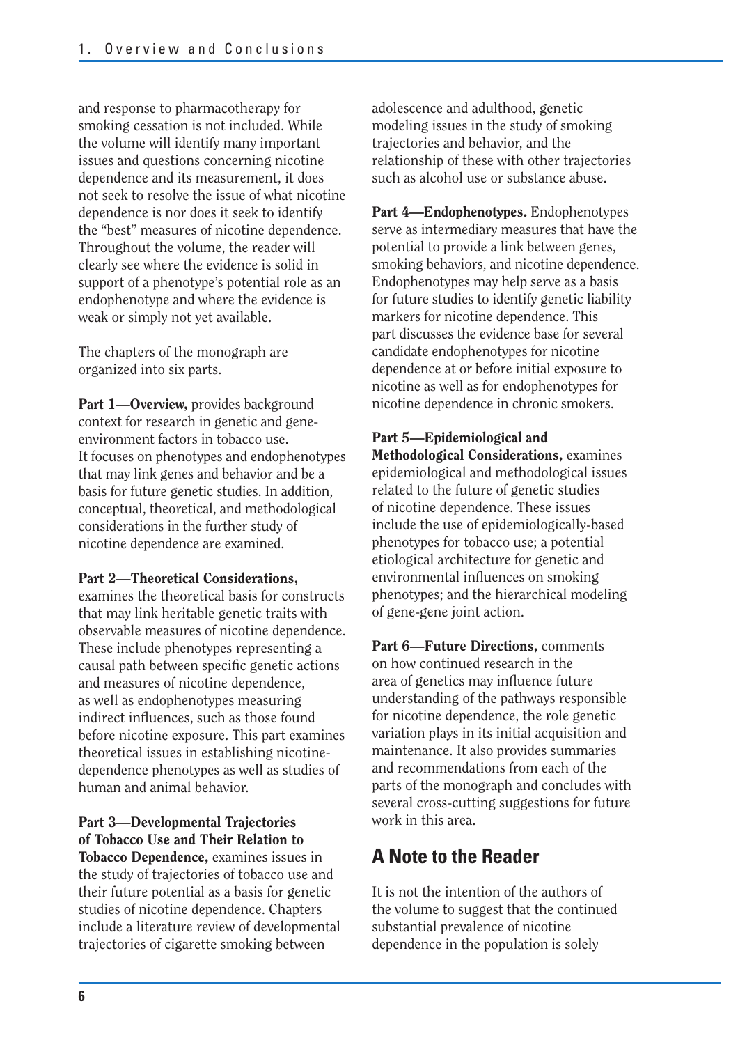and response to pharmacotherapy for smoking cessation is not included. While the volume will identify many important issues and questions concerning nicotine dependence and its measurement, it does not seek to resolve the issue of what nicotine dependence is nor does it seek to identify the "best" measures of nicotine dependence. Throughout the volume, the reader will clearly see where the evidence is solid in support of a phenotype's potential role as an endophenotype and where the evidence is weak or simply not yet available.

The chapters of the monograph are organized into six parts.

**Part 1—Overview,** provides background context for research in genetic and gene-environment factors in tobacco use. It focuses on phenotypes and endophenotypes that may link genes and behavior and be a basis for future genetic studies. In addition, conceptual, theoretical, and methodological considerations in the further study of nicotine dependence are examined.

**Part 2—Theoretical Considerations,** examines the theoretical basis for constructs that may link heritable genetic traits with observable measures of nicotine dependence. These include phenotypes representing a causal path between specific genetic actions and measures of nicotine dependence, as well as endophenotypes measuring indirect influences, such as those found before nicotine exposure. This part examines theoretical issues in establishing nicotine-dependence phenotypes as well as studies of human and animal behavior.

**Part 3—Developmental Trajectories of Tobacco Use and Their Relation to Tobacco Dependence,** examines issues in the study of trajectories of tobacco use and their future potential as a basis for genetic studies of nicotine dependence. Chapters include a literature review of developmental trajectories of cigarette smoking between adolescence and adulthood, genetic modeling issues in the study of smoking trajectories and behavior, and the relationship of these with other trajectories such as alcohol use or substance abuse.

**Part 4—Endophenotypes.** Endophenotypes serve as intermediary measures that have the potential to provide a link between genes, smoking behaviors, and nicotine dependence. Endophenotypes may help serve as a basis for future studies to identify genetic liability markers for nicotine dependence. This part discusses the evidence base for several candidate endophenotypes for nicotine dependence at or before initial exposure to nicotine as well as for endophenotypes for nicotine dependence in chronic smokers.

**Part 5—Epidemiological and Methodological Considerations,** examines epidemiological and methodological issues related to the future of genetic studies of nicotine dependence. These issues include the use of epidemiologically-based phenotypes for tobacco use; a potential etiological architecture for genetic and environmental influences on smoking phenotypes; and the hierarchical modeling of gene-gene joint action.

**Part 6—Future Directions,** comments on how continued research in the area of genetics may influence future understanding of the pathways responsible for nicotine dependence, the role genetic variation plays in its initial acquisition and maintenance. It also provides summaries and recommendations from each of the parts of the monograph and concludes with several cross-cutting suggestions for future work in this area.

## A Note to the Reader

It is not the intention of the authors of the volume to suggest that the continued substantial prevalence of nicotine dependence in the population is solely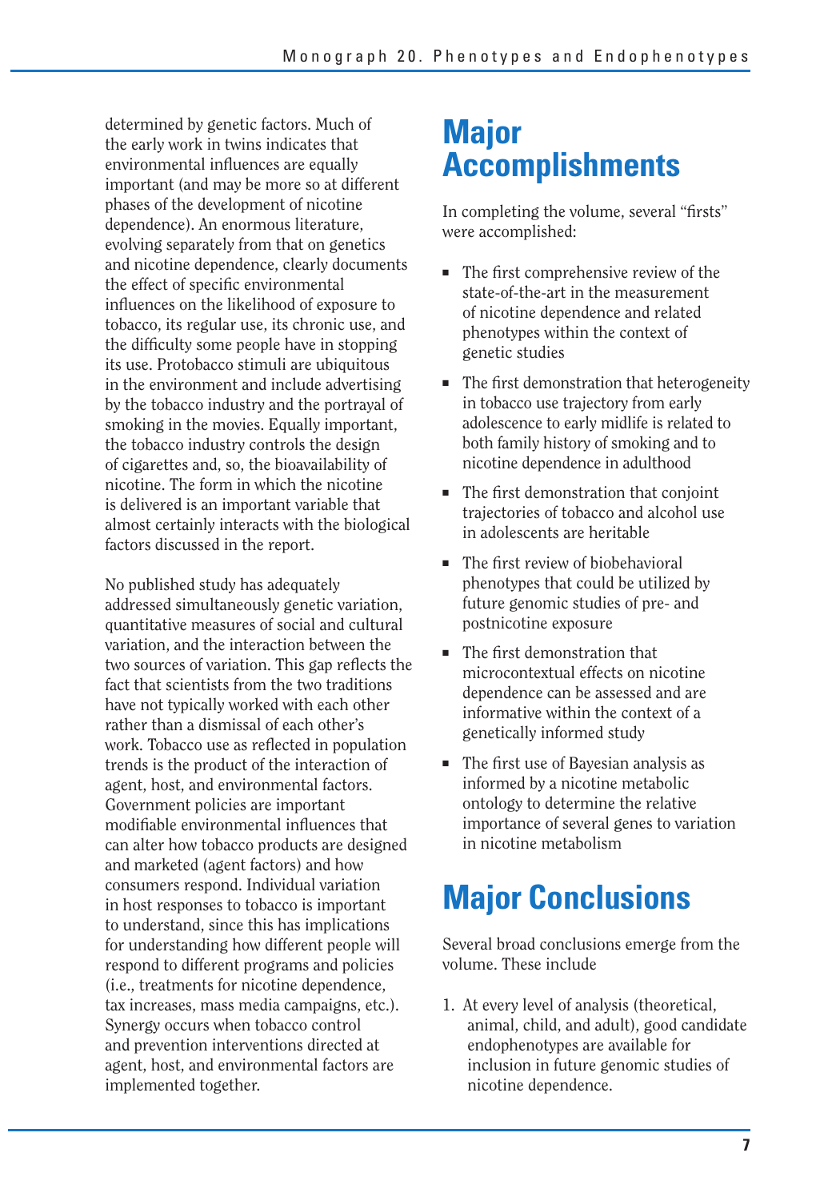determined by genetic factors. Much of the early work in twins indicates that environmental influences are equally important (and may be more so at different phases of the development of nicotine dependence). An enormous literature, evolving separately from that on genetics and nicotine dependence, clearly documents the effect of specific environmental influences on the likelihood of exposure to tobacco, its regular use, its chronic use, and the difficulty some people have in stopping its use. Protobacco stimuli are ubiquitous in the environment and include advertising by the tobacco industry and the portrayal of smoking in the movies. Equally important, the tobacco industry controls the design of cigarettes and, so, the bioavailability of nicotine. The form in which the nicotine is delivered is an important variable that almost certainly interacts with the biological factors discussed in the report.

No published study has adequately addressed simultaneously genetic variation, quantitative measures of social and cultural variation, and the interaction between the two sources of variation. This gap reflects the fact that scientists from the two traditions have not typically worked with each other rather than a dismissal of each other's work. Tobacco use as reflected in population trends is the product of the interaction of agent, host, and environmental factors. Government policies are important modifiable environmental influences that can alter how tobacco products are designed and marketed (agent factors) and how consumers respond. Individual variation in host responses to tobacco is important to understand, since this has implications for understanding how different people will respond to different programs and policies (i.e., treatments for nicotine dependence, tax increases, mass media campaigns, etc.). Synergy occurs when tobacco control and prevention interventions directed at agent, host, and environmental factors are implemented together.

# Major Accomplishments

In completing the volume, several "firsts" were accomplished:

- The first comprehensive review of the state-of-the-art in the measurement of nicotine dependence and related phenotypes within the context of genetic studies
- The first demonstration that heterogeneity in tobacco use trajectory from early adolescence to early midlife is related to both family history of smoking and to nicotine dependence in adulthood
- The first demonstration that conjoint trajectories of tobacco and alcohol use in adolescents are heritable
- The first review of biobehavioral phenotypes that could be utilized by future genomic studies of pre- and postnicotine exposure
- The first demonstration that microcontextual effects on nicotine dependence can be assessed and are informative within the context of a genetically informed study
- The first use of Bayesian analysis as informed by a nicotine metabolic ontology to determine the relative importance of several genes to variation in nicotine metabolism

# Major Conclusions

Several broad conclusions emerge from the volume. These include

1. At every level of analysis (theoretical, animal, child, and adult), good candidate endophenotypes are available for inclusion in future genomic studies of nicotine dependence.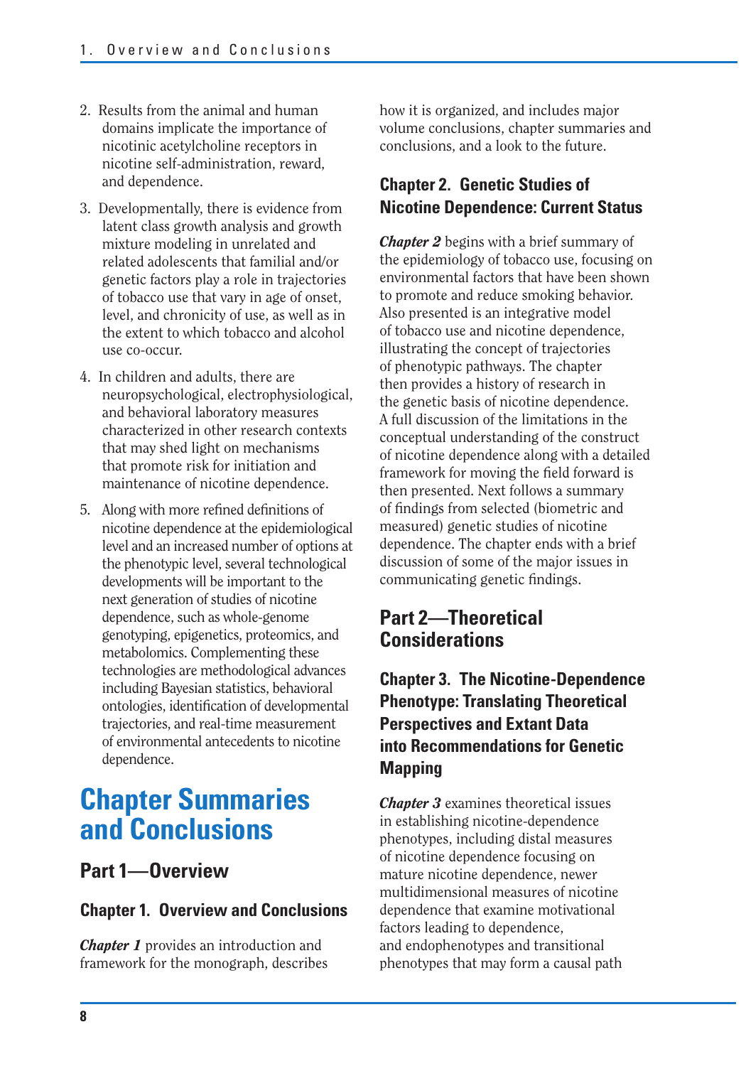2. Results from the animal and human domains implicate the importance of nicotinic acetylcholine receptors in nicotine self-administration, reward, and dependence.

3. Developmentally, there is evidence from latent class growth analysis and growth mixture modeling in unrelated and related adolescents that familial and/or genetic factors play a role in trajectories of tobacco use that vary in age of onset, level, and chronicity of use, as well as in the extent to which tobacco and alcohol use co-occur.

4. In children and adults, there are neuropsychological, electrophysiological, and behavioral laboratory measures characterized in other research contexts that may shed light on mechanisms that promote risk for initiation and maintenance of nicotine dependence.

5. Along with more refined definitions of nicotine dependence at the epidemiological level and an increased number of options at the phenotypic level, several technological developments will be important to the next generation of studies of nicotine dependence, such as whole-genome genotyping, epigenetics, proteomics, and metabolomics. Complementing these technologies are methodological advances including Bayesian statistics, behavioral ontologies, identification of developmental trajectories, and real-time measurement of environmental antecedents to nicotine dependence.

# Chapter Summaries and Conclusions

## Part 1—Overview

### Chapter 1. Overview and Conclusions

***Chapter 1*** provides an introduction and framework for the monograph, describes how it is organized, and includes major volume conclusions, chapter summaries and conclusions, and a look to the future.

### Chapter 2. Genetic Studies of Nicotine Dependence: Current Status

***Chapter 2*** begins with a brief summary of the epidemiology of tobacco use, focusing on environmental factors that have been shown to promote and reduce smoking behavior. Also presented is an integrative model of tobacco use and nicotine dependence, illustrating the concept of trajectories of phenotypic pathways. The chapter then provides a history of research in the genetic basis of nicotine dependence. A full discussion of the limitations in the conceptual understanding of the construct of nicotine dependence along with a detailed framework for moving the field forward is then presented. Next follows a summary of findings from selected (biometric and measured) genetic studies of nicotine dependence. The chapter ends with a brief discussion of some of the major issues in communicating genetic findings.

## Part 2—Theoretical Considerations

### Chapter 3. The Nicotine-Dependence Phenotype: Translating Theoretical Perspectives and Extant Data into Recommendations for Genetic Mapping

***Chapter 3*** examines theoretical issues in establishing nicotine-dependence phenotypes, including distal measures of nicotine dependence focusing on mature nicotine dependence, newer multidimensional measures of nicotine dependence that examine motivational factors leading to dependence, and endophenotypes and transitional phenotypes that may form a causal path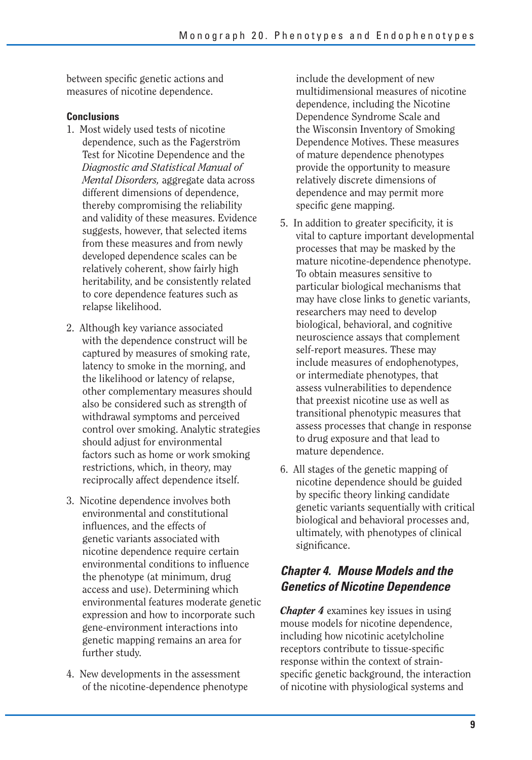between specific genetic actions and measures of nicotine dependence.

**Conclusions**

1. Most widely used tests of nicotine dependence, such as the Fagerström Test for Nicotine Dependence and the *Diagnostic and Statistical Manual of Mental Disorders,* aggregate data across different dimensions of dependence, thereby compromising the reliability and validity of these measures. Evidence suggests, however, that selected items from these measures and from newly developed dependence scales can be relatively coherent, show fairly high heritability, and be consistently related to core dependence features such as relapse likelihood.

2. Although key variance associated with the dependence construct will be captured by measures of smoking rate, latency to smoke in the morning, and the likelihood or latency of relapse, other complementary measures should also be considered such as strength of withdrawal symptoms and perceived control over smoking. Analytic strategies should adjust for environmental factors such as home or work smoking restrictions, which, in theory, may reciprocally affect dependence itself.

3. Nicotine dependence involves both environmental and constitutional influences, and the effects of genetic variants associated with nicotine dependence require certain environmental conditions to influence the phenotype (at minimum, drug access and use). Determining which environmental features moderate genetic expression and how to incorporate such gene-environment interactions into genetic mapping remains an area for further study.

4. New developments in the assessment of the nicotine-dependence phenotype include the development of new multidimensional measures of nicotine dependence, including the Nicotine Dependence Syndrome Scale and the Wisconsin Inventory of Smoking Dependence Motives. These measures of mature dependence phenotypes provide the opportunity to measure relatively discrete dimensions of dependence and may permit more specific gene mapping.

5. In addition to greater specificity, it is vital to capture important developmental processes that may be masked by the mature nicotine-dependence phenotype. To obtain measures sensitive to particular biological mechanisms that may have close links to genetic variants, researchers may need to develop biological, behavioral, and cognitive neuroscience assays that complement self-report measures. These may include measures of endophenotypes, or intermediate phenotypes, that assess vulnerabilities to dependence that preexist nicotine use as well as transitional phenotypic measures that assess processes that change in response to drug exposure and that lead to mature dependence.

6. All stages of the genetic mapping of nicotine dependence should be guided by specific theory linking candidate genetic variants sequentially with critical biological and behavioral processes and, ultimately, with phenotypes of clinical significance.

## Chapter 4. Mouse Models and the Genetics of Nicotine Dependence

***Chapter 4*** examines key issues in using mouse models for nicotine dependence, including how nicotinic acetylcholine receptors contribute to tissue-specific response within the context of strain-specific genetic background, the interaction of nicotine with physiological systems and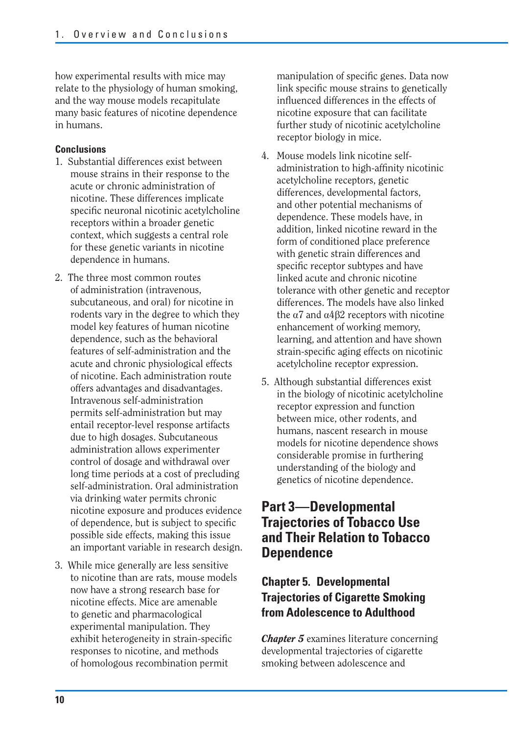how experimental results with mice may relate to the physiology of human smoking, and the way mouse models recapitulate many basic features of nicotine dependence in humans.

**Conclusions**

1. Substantial differences exist between mouse strains in their response to the acute or chronic administration of nicotine. These differences implicate specific neuronal nicotinic acetylcholine receptors within a broader genetic context, which suggests a central role for these genetic variants in nicotine dependence in humans.
2. The three most common routes of administration (intravenous, subcutaneous, and oral) for nicotine in rodents vary in the degree to which they model key features of human nicotine dependence, such as the behavioral features of self-administration and the acute and chronic physiological effects of nicotine. Each administration route offers advantages and disadvantages. Intravenous self-administration permits self-administration but may entail receptor-level response artifacts due to high dosages. Subcutaneous administration allows experimenter control of dosage and withdrawal over long time periods at a cost of precluding self-administration. Oral administration via drinking water permits chronic nicotine exposure and produces evidence of dependence, but is subject to specific possible side effects, making this issue an important variable in research design.
3. While mice generally are less sensitive to nicotine than are rats, mouse models now have a strong research base for nicotine effects. Mice are amenable to genetic and pharmacological experimental manipulation. They exhibit heterogeneity in strain-specific responses to nicotine, and methods of homologous recombination permit manipulation of specific genes. Data now link specific mouse strains to genetically influenced differences in the effects of nicotine exposure that can facilitate further study of nicotinic acetylcholine receptor biology in mice.
4. Mouse models link nicotine self-administration to high-affinity nicotinic acetylcholine receptors, genetic differences, developmental factors, and other potential mechanisms of dependence. These models have, in addition, linked nicotine reward in the form of conditioned place preference with genetic strain differences and specific receptor subtypes and have linked acute and chronic nicotine tolerance with other genetic and receptor differences. The models have also linked the $\alpha7$ and $\alpha4\beta2$ receptors with nicotine enhancement of working memory, learning, and attention and have shown strain-specific aging effects on nicotinic acetylcholine receptor expression.
5. Although substantial differences exist in the biology of nicotinic acetylcholine receptor expression and function between mice, other rodents, and humans, nascent research in mouse models for nicotine dependence shows considerable promise in furthering understanding of the biology and genetics of nicotine dependence.

# Part 3—Developmental Trajectories of Tobacco Use and Their Relation to Tobacco Dependence

## Chapter 5. Developmental Trajectories of Cigarette Smoking from Adolescence to Adulthood

***Chapter 5*** examines literature concerning developmental trajectories of cigarette smoking between adolescence and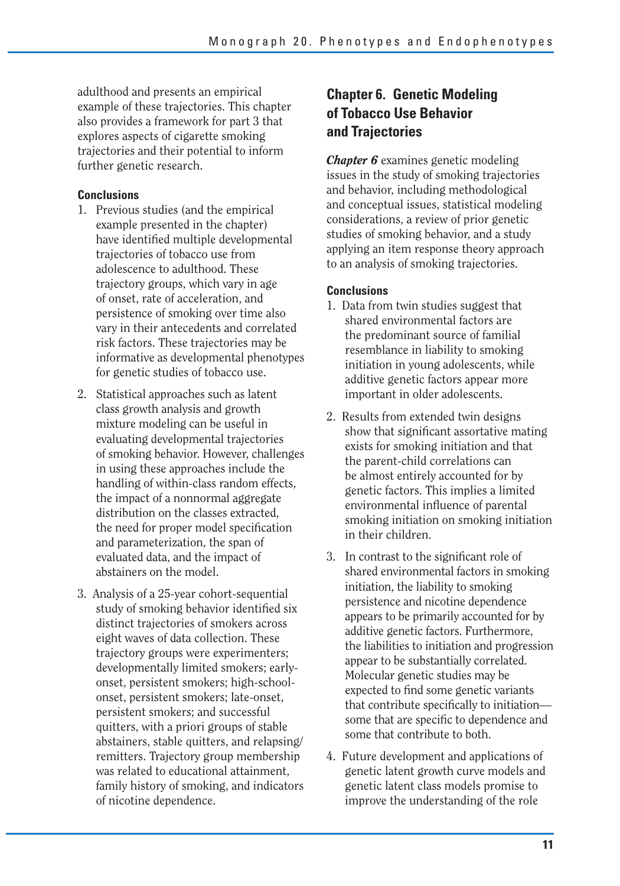adulthood and presents an empirical example of these trajectories. This chapter also provides a framework for part 3 that explores aspects of cigarette smoking trajectories and their potential to inform further genetic research.

**Conclusions**

1. Previous studies (and the empirical example presented in the chapter) have identified multiple developmental trajectories of tobacco use from adolescence to adulthood. These trajectory groups, which vary in age of onset, rate of acceleration, and persistence of smoking over time also vary in their antecedents and correlated risk factors. These trajectories may be informative as developmental phenotypes for genetic studies of tobacco use.
2. Statistical approaches such as latent class growth analysis and growth mixture modeling can be useful in evaluating developmental trajectories of smoking behavior. However, challenges in using these approaches include the handling of within-class random effects, the impact of a nonnormal aggregate distribution on the classes extracted, the need for proper model specification and parameterization, the span of evaluated data, and the impact of abstainers on the model.
3. Analysis of a 25-year cohort-sequential study of smoking behavior identified six distinct trajectories of smokers across eight waves of data collection. These trajectory groups were experimenters; developmentally limited smokers; early-onset, persistent smokers; high-school-onset, persistent smokers; late-onset, persistent smokers; and successful quitters, with a priori groups of stable abstainers, stable quitters, and relapsing/remitters. Trajectory group membership was related to educational attainment, family history of smoking, and indicators of nicotine dependence.

## Chapter 6. Genetic Modeling of Tobacco Use Behavior and Trajectories

***Chapter 6*** examines genetic modeling issues in the study of smoking trajectories and behavior, including methodological and conceptual issues, statistical modeling considerations, a review of prior genetic studies of smoking behavior, and a study applying an item response theory approach to an analysis of smoking trajectories.

**Conclusions**

1. Data from twin studies suggest that shared environmental factors are the predominant source of familial resemblance in liability to smoking initiation in young adolescents, while additive genetic factors appear more important in older adolescents.
2. Results from extended twin designs show that significant assortative mating exists for smoking initiation and that the parent-child correlations can be almost entirely accounted for by genetic factors. This implies a limited environmental influence of parental smoking initiation on smoking initiation in their children.
3. In contrast to the significant role of shared environmental factors in smoking initiation, the liability to smoking persistence and nicotine dependence appears to be primarily accounted for by additive genetic factors. Furthermore, the liabilities to initiation and progression appear to be substantially correlated. Molecular genetic studies may be expected to find some genetic variants that contribute specifically to initiation—some that are specific to dependence and some that contribute to both.
4. Future development and applications of genetic latent growth curve models and genetic latent class models promise to improve the understanding of the role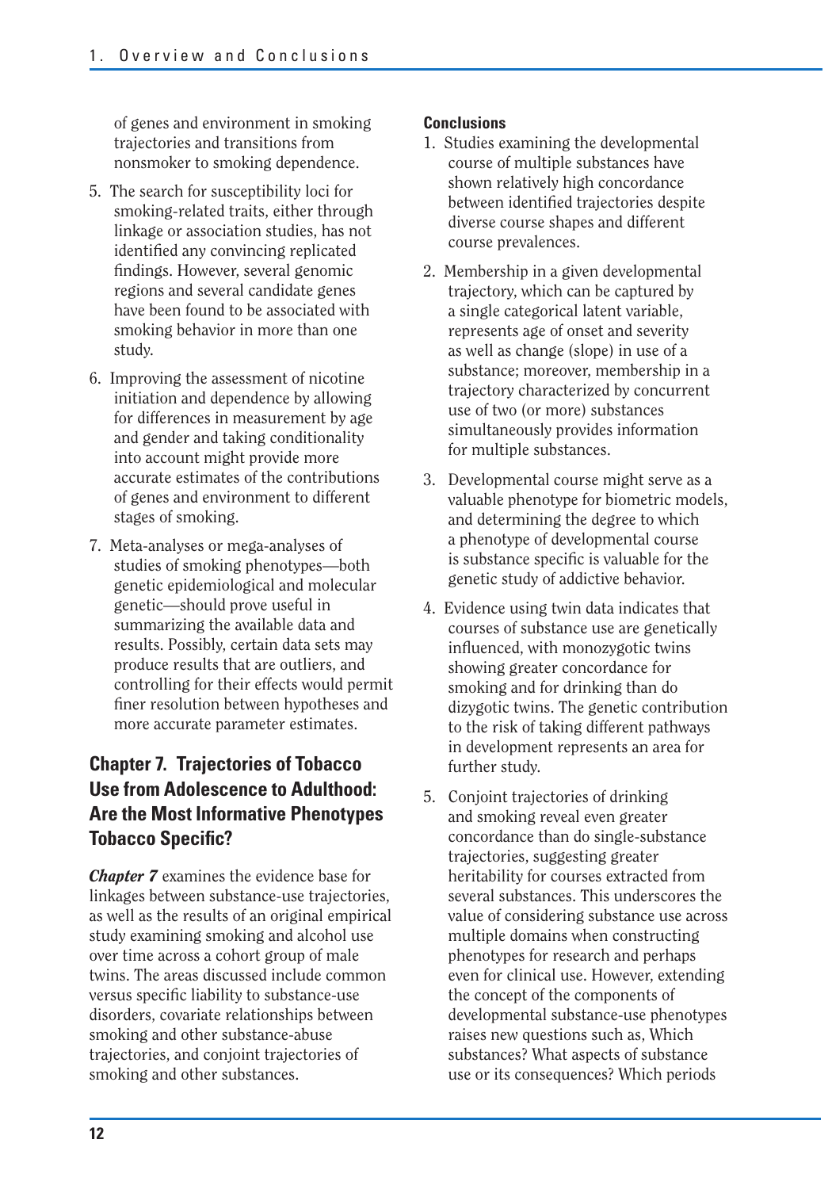of genes and environment in smoking trajectories and transitions from nonsmoker to smoking dependence.

5. The search for susceptibility loci for smoking-related traits, either through linkage or association studies, has not identified any convincing replicated findings. However, several genomic regions and several candidate genes have been found to be associated with smoking behavior in more than one study.
6. Improving the assessment of nicotine initiation and dependence by allowing for differences in measurement by age and gender and taking conditionality into account might provide more accurate estimates of the contributions of genes and environment to different stages of smoking.
7. Meta-analyses or mega-analyses of studies of smoking phenotypes—both genetic epidemiological and molecular genetic—should prove useful in summarizing the available data and results. Possibly, certain data sets may produce results that are outliers, and controlling for their effects would permit finer resolution between hypotheses and more accurate parameter estimates.

## Chapter 7. Trajectories of Tobacco Use from Adolescence to Adulthood: Are the Most Informative Phenotypes Tobacco Specific?

***Chapter 7*** examines the evidence base for linkages between substance-use trajectories, as well as the results of an original empirical study examining smoking and alcohol use over time across a cohort group of male twins. The areas discussed include common versus specific liability to substance-use disorders, covariate relationships between smoking and other substance-abuse trajectories, and conjoint trajectories of smoking and other substances.

**Conclusions**

1. Studies examining the developmental course of multiple substances have shown relatively high concordance between identified trajectories despite diverse course shapes and different course prevalences.
2. Membership in a given developmental trajectory, which can be captured by a single categorical latent variable, represents age of onset and severity as well as change (slope) in use of a substance; moreover, membership in a trajectory characterized by concurrent use of two (or more) substances simultaneously provides information for multiple substances.
3. Developmental course might serve as a valuable phenotype for biometric models, and determining the degree to which a phenotype of developmental course is substance specific is valuable for the genetic study of addictive behavior.
4. Evidence using twin data indicates that courses of substance use are genetically influenced, with monozygotic twins showing greater concordance for smoking and for drinking than do dizygotic twins. The genetic contribution to the risk of taking different pathways in development represents an area for further study.
5. Conjoint trajectories of drinking and smoking reveal even greater concordance than do single-substance trajectories, suggesting greater heritability for courses extracted from several substances. This underscores the value of considering substance use across multiple domains when constructing phenotypes for research and perhaps even for clinical use. However, extending the concept of the components of developmental substance-use phenotypes raises new questions such as, Which substances? What aspects of substance use or its consequences? Which periods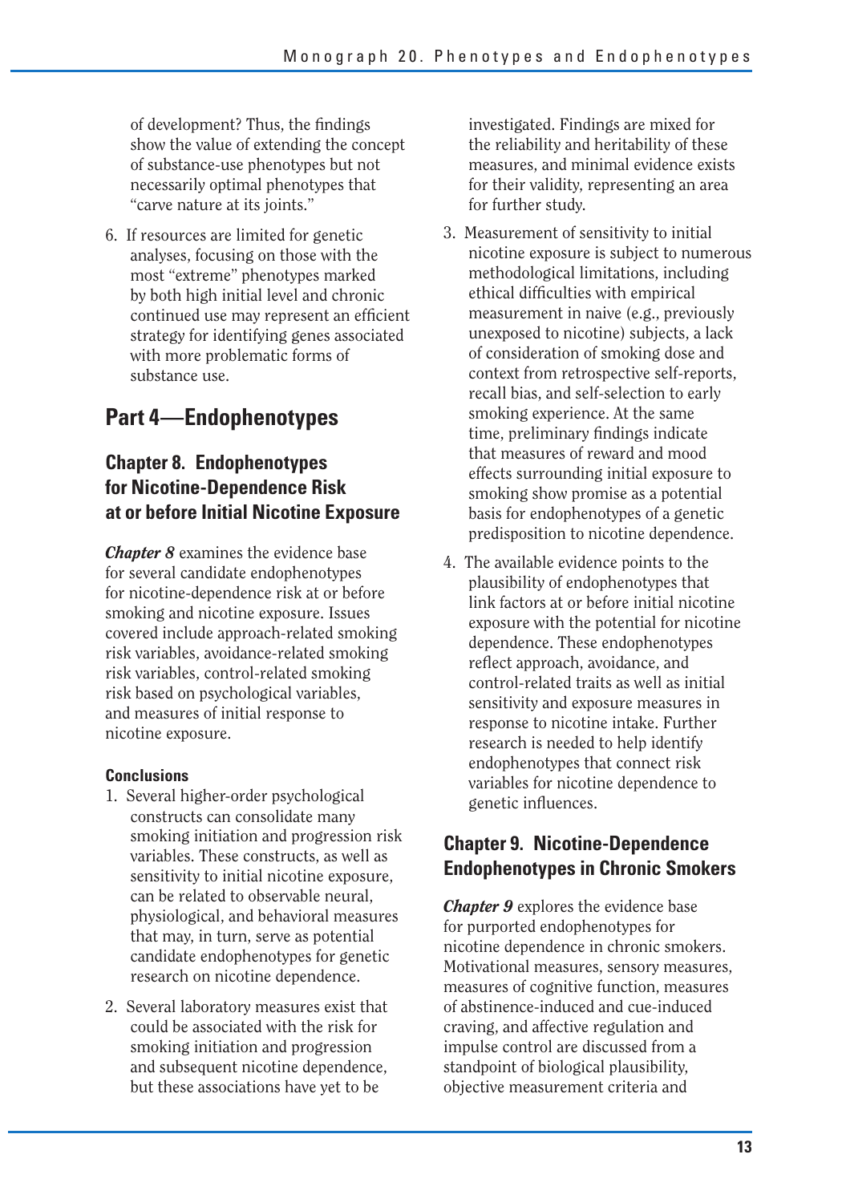of development? Thus, the findings show the value of extending the concept of substance-use phenotypes but not necessarily optimal phenotypes that "carve nature at its joints."

6. If resources are limited for genetic analyses, focusing on those with the most "extreme" phenotypes marked by both high initial level and chronic continued use may represent an efficient strategy for identifying genes associated with more problematic forms of substance use.

# Part 4—Endophenotypes

## Chapter 8. Endophenotypes for Nicotine-Dependence Risk at or before Initial Nicotine Exposure

***Chapter 8*** examines the evidence base for several candidate endophenotypes for nicotine-dependence risk at or before smoking and nicotine exposure. Issues covered include approach-related smoking risk variables, avoidance-related smoking risk variables, control-related smoking risk based on psychological variables, and measures of initial response to nicotine exposure.

#### Conclusions

1. Several higher-order psychological constructs can consolidate many smoking initiation and progression risk variables. These constructs, as well as sensitivity to initial nicotine exposure, can be related to observable neural, physiological, and behavioral measures that may, in turn, serve as potential candidate endophenotypes for genetic research on nicotine dependence.
2. Several laboratory measures exist that could be associated with the risk for smoking initiation and progression and subsequent nicotine dependence, but these associations have yet to be investigated. Findings are mixed for the reliability and heritability of these measures, and minimal evidence exists for their validity, representing an area for further study.
3. Measurement of sensitivity to initial nicotine exposure is subject to numerous methodological limitations, including ethical difficulties with empirical measurement in naive (e.g., previously unexposed to nicotine) subjects, a lack of consideration of smoking dose and context from retrospective self-reports, recall bias, and self-selection to early smoking experience. At the same time, preliminary findings indicate that measures of reward and mood effects surrounding initial exposure to smoking show promise as a potential basis for endophenotypes of a genetic predisposition to nicotine dependence.
4. The available evidence points to the plausibility of endophenotypes that link factors at or before initial nicotine exposure with the potential for nicotine dependence. These endophenotypes reflect approach, avoidance, and control-related traits as well as initial sensitivity and exposure measures in response to nicotine intake. Further research is needed to help identify endophenotypes that connect risk variables for nicotine dependence to genetic influences.

## Chapter 9. Nicotine-Dependence Endophenotypes in Chronic Smokers

***Chapter 9*** explores the evidence base for purported endophenotypes for nicotine dependence in chronic smokers. Motivational measures, sensory measures, measures of cognitive function, measures of abstinence-induced and cue-induced craving, and affective regulation and impulse control are discussed from a standpoint of biological plausibility, objective measurement criteria and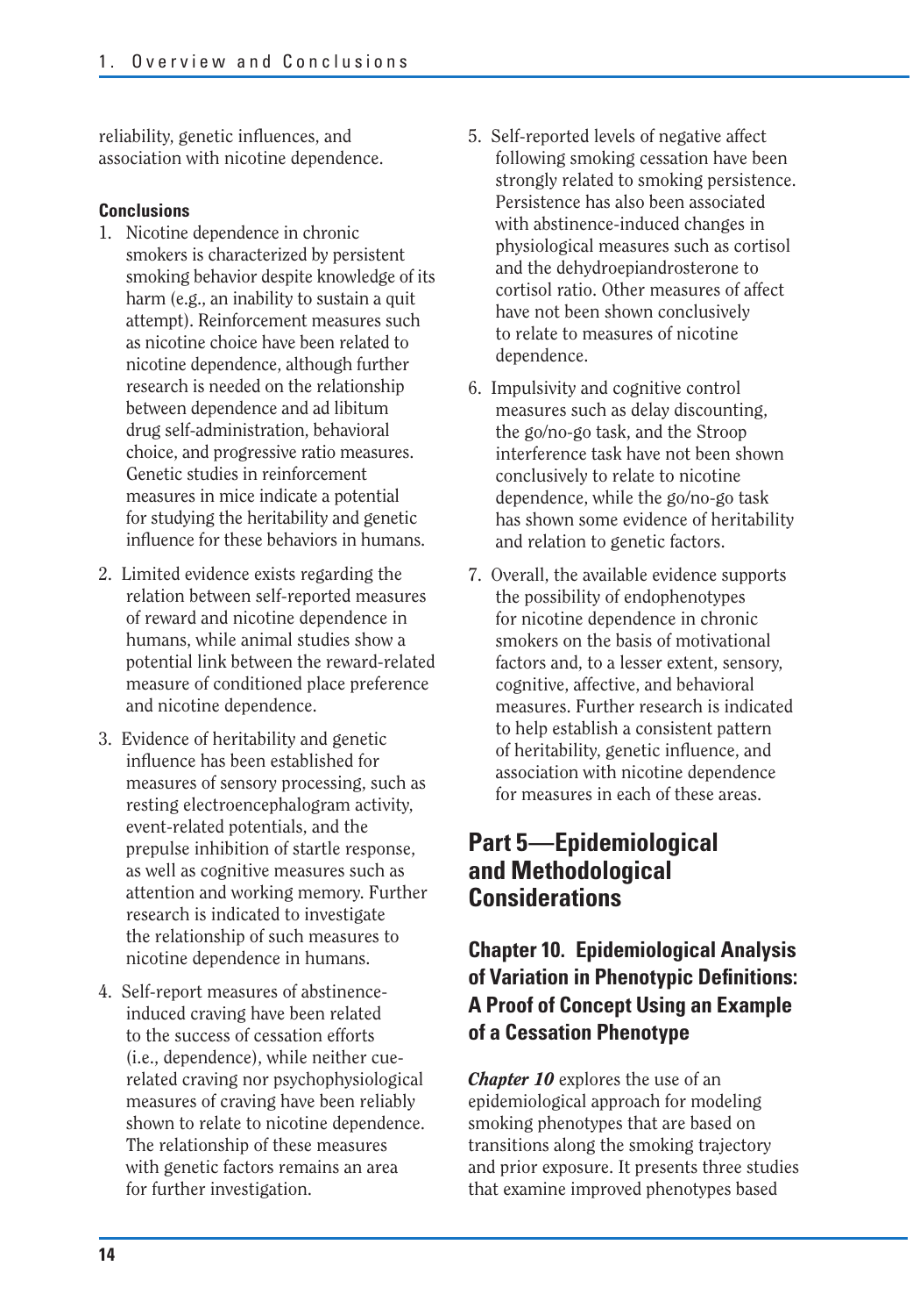reliability, genetic influences, and association with nicotine dependence.

**Conclusions**

1. Nicotine dependence in chronic smokers is characterized by persistent smoking behavior despite knowledge of its harm (e.g., an inability to sustain a quit attempt). Reinforcement measures such as nicotine choice have been related to nicotine dependence, although further research is needed on the relationship between dependence and ad libitum drug self-administration, behavioral choice, and progressive ratio measures. Genetic studies in reinforcement measures in mice indicate a potential for studying the heritability and genetic influence for these behaviors in humans.

2. Limited evidence exists regarding the relation between self-reported measures of reward and nicotine dependence in humans, while animal studies show a potential link between the reward-related measure of conditioned place preference and nicotine dependence.

3. Evidence of heritability and genetic influence has been established for measures of sensory processing, such as resting electroencephalogram activity, event-related potentials, and the prepulse inhibition of startle response, as well as cognitive measures such as attention and working memory. Further research is indicated to investigate the relationship of such measures to nicotine dependence in humans.

4. Self-report measures of abstinence-induced craving have been related to the success of cessation efforts (i.e., dependence), while neither cue-related craving nor psychophysiological measures of craving have been reliably shown to relate to nicotine dependence. The relationship of these measures with genetic factors remains an area for further investigation.

5. Self-reported levels of negative affect following smoking cessation have been strongly related to smoking persistence. Persistence has also been associated with abstinence-induced changes in physiological measures such as cortisol and the dehydroepiandrosterone to cortisol ratio. Other measures of affect have not been shown conclusively to relate to measures of nicotine dependence.

6. Impulsivity and cognitive control measures such as delay discounting, the go/no-go task, and the Stroop interference task have not been shown conclusively to relate to nicotine dependence, while the go/no-go task has shown some evidence of heritability and relation to genetic factors.

7. Overall, the available evidence supports the possibility of endophenotypes for nicotine dependence in chronic smokers on the basis of motivational factors and, to a lesser extent, sensory, cognitive, affective, and behavioral measures. Further research is indicated to help establish a consistent pattern of heritability, genetic influence, and association with nicotine dependence for measures in each of these areas.

## Part 5—Epidemiological and Methodological Considerations

### Chapter 10. Epidemiological Analysis of Variation in Phenotypic Definitions: A Proof of Concept Using an Example of a Cessation Phenotype

***Chapter 10*** explores the use of an epidemiological approach for modeling smoking phenotypes that are based on transitions along the smoking trajectory and prior exposure. It presents three studies that examine improved phenotypes based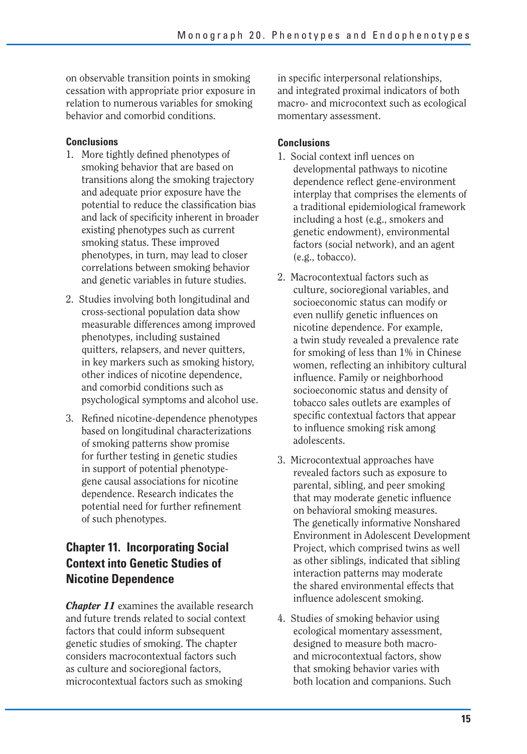on observable transition points in smoking cessation with appropriate prior exposure in relation to numerous variables for smoking behavior and comorbid conditions.

**Conclusions**

1. More tightly defined phenotypes of smoking behavior that are based on transitions along the smoking trajectory and adequate prior exposure have the potential to reduce the classification bias and lack of specificity inherent in broader existing phenotypes such as current smoking status. These improved phenotypes, in turn, may lead to closer correlations between smoking behavior and genetic variables in future studies.
2. Studies involving both longitudinal and cross-sectional population data show measurable differences among improved phenotypes, including sustained quitters, relapsers, and never quitters, in key markers such as smoking history, other indices of nicotine dependence, and comorbid conditions such as psychological symptoms and alcohol use.
3. Refined nicotine-dependence phenotypes based on longitudinal characterizations of smoking patterns show promise for further testing in genetic studies in support of potential phenotype-gene causal associations for nicotine dependence. Research indicates the potential need for further refinement of such phenotypes.

## Chapter 11. Incorporating Social Context into Genetic Studies of Nicotine Dependence

***Chapter 11*** examines the available research and future trends related to social context factors that could inform subsequent genetic studies of smoking. The chapter considers macrocontextual factors such as culture and socioregional factors, microcontextual factors such as smoking in specific interpersonal relationships, and integrated proximal indicators of both macro- and microcontext such as ecological momentary assessment.

**Conclusions**

1. Social context infl uences on developmental pathways to nicotine dependence reflect gene-environment interplay that comprises the elements of a traditional epidemiological framework including a host (e.g., smokers and genetic endowment), environmental factors (social network), and an agent (e.g., tobacco).
2. Macrocontextual factors such as culture, socioregional variables, and socioeconomic status can modify or even nullify genetic influences on nicotine dependence. For example, a twin study revealed a prevalence rate for smoking of less than 1% in Chinese women, reflecting an inhibitory cultural influence. Family or neighborhood socioeconomic status and density of tobacco sales outlets are examples of specific contextual factors that appear to influence smoking risk among adolescents.
3. Microcontextual approaches have revealed factors such as exposure to parental, sibling, and peer smoking that may moderate genetic influence on behavioral smoking measures. The genetically informative Nonshared Environment in Adolescent Development Project, which comprised twins as well as other siblings, indicated that sibling interaction patterns may moderate the shared environmental effects that influence adolescent smoking.
4. Studies of smoking behavior using ecological momentary assessment, designed to measure both macro- and microcontextual factors, show that smoking behavior varies with both location and companions. Such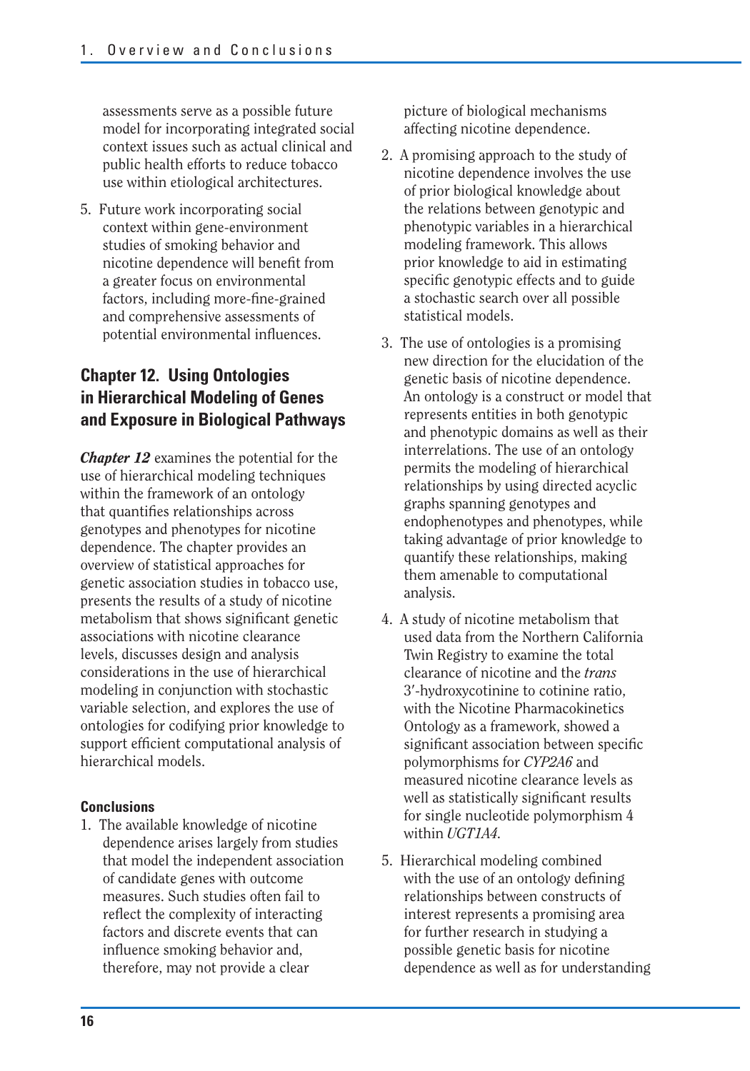assessments serve as a possible future model for incorporating integrated social context issues such as actual clinical and public health efforts to reduce tobacco use within etiological architectures.

5. Future work incorporating social context within gene-environment studies of smoking behavior and nicotine dependence will benefit from a greater focus on environmental factors, including more-fine-grained and comprehensive assessments of potential environmental influences.

## Chapter 12. Using Ontologies in Hierarchical Modeling of Genes and Exposure in Biological Pathways

***Chapter 12*** examines the potential for the use of hierarchical modeling techniques within the framework of an ontology that quantifies relationships across genotypes and phenotypes for nicotine dependence. The chapter provides an overview of statistical approaches for genetic association studies in tobacco use, presents the results of a study of nicotine metabolism that shows significant genetic associations with nicotine clearance levels, discusses design and analysis considerations in the use of hierarchical modeling in conjunction with stochastic variable selection, and explores the use of ontologies for codifying prior knowledge to support efficient computational analysis of hierarchical models.

#### Conclusions

1. The available knowledge of nicotine dependence arises largely from studies that model the independent association of candidate genes with outcome measures. Such studies often fail to reflect the complexity of interacting factors and discrete events that can influence smoking behavior and, therefore, may not provide a clear picture of biological mechanisms affecting nicotine dependence.

2. A promising approach to the study of nicotine dependence involves the use of prior biological knowledge about the relations between genotypic and phenotypic variables in a hierarchical modeling framework. This allows prior knowledge to aid in estimating specific genotypic effects and to guide a stochastic search over all possible statistical models.

3. The use of ontologies is a promising new direction for the elucidation of the genetic basis of nicotine dependence. An ontology is a construct or model that represents entities in both genotypic and phenotypic domains as well as their interrelations. The use of an ontology permits the modeling of hierarchical relationships by using directed acyclic graphs spanning genotypes and endophenotypes and phenotypes, while taking advantage of prior knowledge to quantify these relationships, making them amenable to computational analysis.

4. A study of nicotine metabolism that used data from the Northern California Twin Registry to examine the total clearance of nicotine and the *trans* 3′-hydroxycotinine to cotinine ratio, with the Nicotine Pharmacokinetics Ontology as a framework, showed a significant association between specific polymorphisms for *CYP2A6* and measured nicotine clearance levels as well as statistically significant results for single nucleotide polymorphism 4 within *UGT1A4*.

5. Hierarchical modeling combined with the use of an ontology defining relationships between constructs of interest represents a promising area for further research in studying a possible genetic basis for nicotine dependence as well as for understanding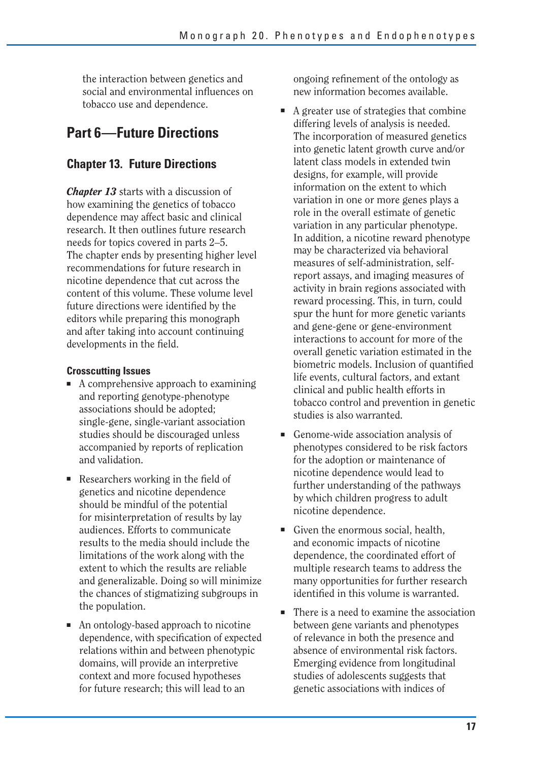the interaction between genetics and social and environmental influences on tobacco use and dependence.

## Part 6—Future Directions

### Chapter 13. Future Directions

***Chapter 13*** starts with a discussion of how examining the genetics of tobacco dependence may affect basic and clinical research. It then outlines future research needs for topics covered in parts 2–5. The chapter ends by presenting higher level recommendations for future research in nicotine dependence that cut across the content of this volume. These volume level future directions were identified by the editors while preparing this monograph and after taking into account continuing developments in the field.

#### Crosscutting Issues

- A comprehensive approach to examining and reporting genotype-phenotype associations should be adopted; single-gene, single-variant association studies should be discouraged unless accompanied by reports of replication and validation.
- Researchers working in the field of genetics and nicotine dependence should be mindful of the potential for misinterpretation of results by lay audiences. Efforts to communicate results to the media should include the limitations of the work along with the extent to which the results are reliable and generalizable. Doing so will minimize the chances of stigmatizing subgroups in the population.
- An ontology-based approach to nicotine dependence, with specification of expected relations within and between phenotypic domains, will provide an interpretive context and more focused hypotheses for future research; this will lead to an ongoing refinement of the ontology as new information becomes available.
- A greater use of strategies that combine differing levels of analysis is needed. The incorporation of measured genetics into genetic latent growth curve and/or latent class models in extended twin designs, for example, will provide information on the extent to which variation in one or more genes plays a role in the overall estimate of genetic variation in any particular phenotype. In addition, a nicotine reward phenotype may be characterized via behavioral measures of self-administration, self-report assays, and imaging measures of activity in brain regions associated with reward processing. This, in turn, could spur the hunt for more genetic variants and gene-gene or gene-environment interactions to account for more of the overall genetic variation estimated in the biometric models. Inclusion of quantified life events, cultural factors, and extant clinical and public health efforts in tobacco control and prevention in genetic studies is also warranted.
- Genome-wide association analysis of phenotypes considered to be risk factors for the adoption or maintenance of nicotine dependence would lead to further understanding of the pathways by which children progress to adult nicotine dependence.
- Given the enormous social, health, and economic impacts of nicotine dependence, the coordinated effort of multiple research teams to address the many opportunities for further research identified in this volume is warranted.
- There is a need to examine the association between gene variants and phenotypes of relevance in both the presence and absence of environmental risk factors. Emerging evidence from longitudinal studies of adolescents suggests that genetic associations with indices of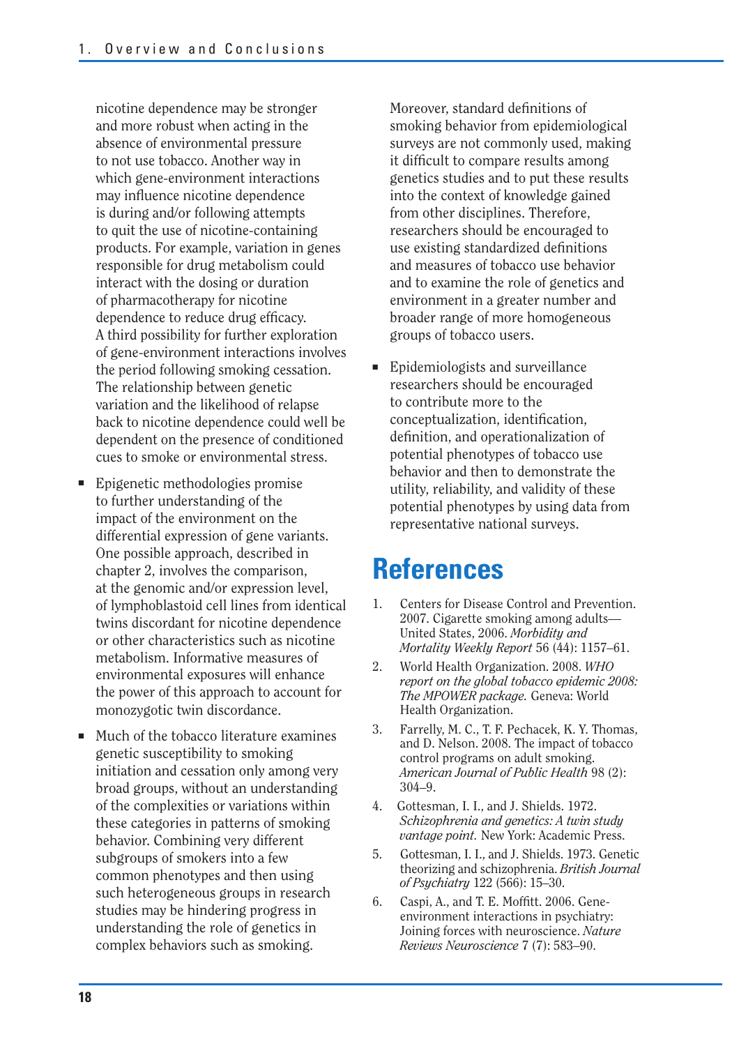nicotine dependence may be stronger and more robust when acting in the absence of environmental pressure to not use tobacco. Another way in which gene-environment interactions may influence nicotine dependence is during and/or following attempts to quit the use of nicotine-containing products. For example, variation in genes responsible for drug metabolism could interact with the dosing or duration of pharmacotherapy for nicotine dependence to reduce drug efficacy. A third possibility for further exploration of gene-environment interactions involves the period following smoking cessation. The relationship between genetic variation and the likelihood of relapse back to nicotine dependence could well be dependent on the presence of conditioned cues to smoke or environmental stress.

- Epigenetic methodologies promise to further understanding of the impact of the environment on the differential expression of gene variants. One possible approach, described in chapter 2, involves the comparison, at the genomic and/or expression level, of lymphoblastoid cell lines from identical twins discordant for nicotine dependence or other characteristics such as nicotine metabolism. Informative measures of environmental exposures will enhance the power of this approach to account for monozygotic twin discordance.

- Much of the tobacco literature examines genetic susceptibility to smoking initiation and cessation only among very broad groups, without an understanding of the complexities or variations within these categories in patterns of smoking behavior. Combining very different subgroups of smokers into a few common phenotypes and then using such heterogeneous groups in research studies may be hindering progress in understanding the role of genetics in complex behaviors such as smoking. Moreover, standard definitions of smoking behavior from epidemiological surveys are not commonly used, making it difficult to compare results among genetics studies and to put these results into the context of knowledge gained from other disciplines. Therefore, researchers should be encouraged to use existing standardized definitions and measures of tobacco use behavior and to examine the role of genetics and environment in a greater number and broader range of more homogeneous groups of tobacco users.

- Epidemiologists and surveillance researchers should be encouraged to contribute more to the conceptualization, identification, definition, and operationalization of potential phenotypes of tobacco use behavior and then to demonstrate the utility, reliability, and validity of these potential phenotypes by using data from representative national surveys.

# References

1. Centers for Disease Control and Prevention. 2007. Cigarette smoking among adults—United States, 2006. *Morbidity and Mortality Weekly Report* 56 (44): 1157–61.
2. World Health Organization. 2008. *WHO report on the global tobacco epidemic 2008: The MPOWER package.* Geneva: World Health Organization.
3. Farrelly, M. C., T. F. Pechacek, K. Y. Thomas, and D. Nelson. 2008. The impact of tobacco control programs on adult smoking. *American Journal of Public Health* 98 (2): 304–9.
4. Gottesman, I. I., and J. Shields. 1972. *Schizophrenia and genetics: A twin study vantage point.* New York: Academic Press.
5. Gottesman, I. I., and J. Shields. 1973. Genetic theorizing and schizophrenia. *British Journal of Psychiatry* 122 (566): 15–30.
6. Caspi, A., and T. E. Moffitt. 2006. Gene-environment interactions in psychiatry: Joining forces with neuroscience. *Nature Reviews Neuroscience* 7 (7): 583–90.